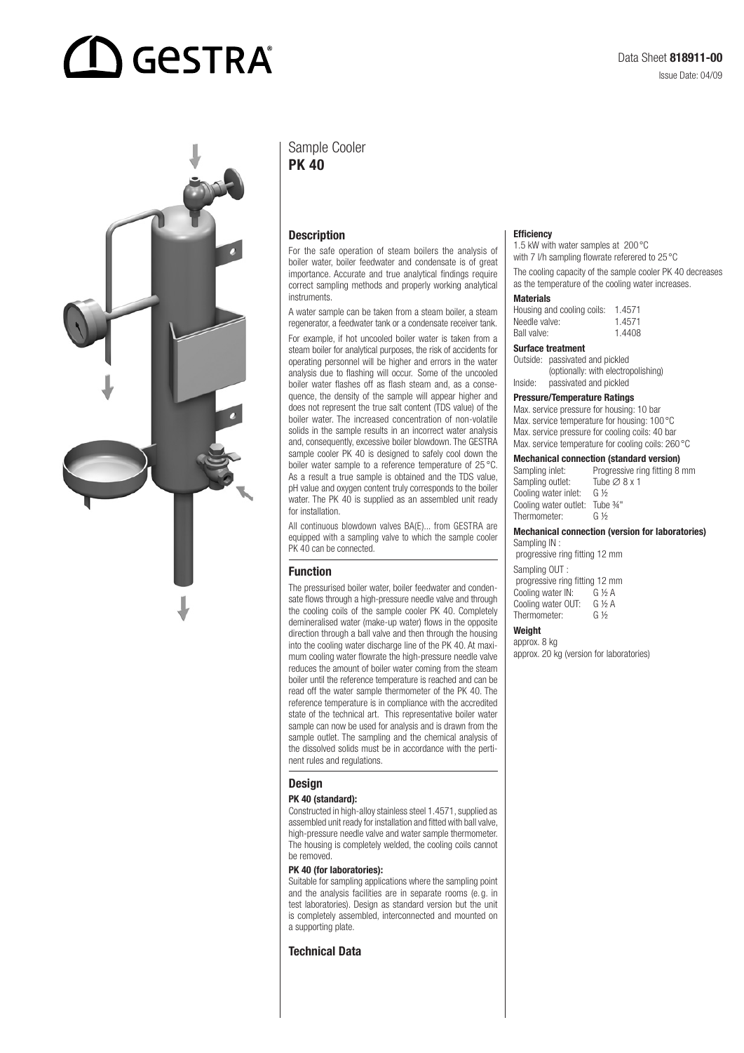# GESTRA

Data Sheet **818911-00**

Issue Date: 04/09

# Sample Cooler **PK 40**

## Description

For the safe operation of steam boilers the analysis of boiler water, boiler feedwater and condensate is of great importance. Accurate and true analytical findings require correct sampling methods and properly working analytical instruments.

A water sample can be taken from a steam boiler, a steam regenerator, a feedwater tank or a condensate receiver tank.

For example, if hot uncooled boiler water is taken from a steam boiler for analytical purposes, the risk of accidents for operating personnel will be higher and errors in the water analysis due to flashing will occur. Some of the uncooled boiler water flashes off as flash steam and, as a consequence, the density of the sample will appear higher and does not represent the true salt content (TDS value) of the boiler water. The increased concentration of non-volatile solids in the sample results in an incorrect water analysis and, consequently, excessive boiler blowdown. The GESTRA sample cooler PK 40 is designed to safely cool down the boiler water sample to a reference temperature of 25 °C. As a result a true sample is obtained and the TDS value, pH value and oxygen content truly corresponds to the boiler water. The PK 40 is supplied as an assembled unit ready for installation.

All continuous blowdown valves BA(E)... from GESTRA are equipped with a sampling valve to which the sample cooler PK 40 can be connected.

## Function

The pressurised boiler water, boiler feedwater and condensate flows through a high-pressure needle valve and through the cooling coils of the sample cooler PK 40. Completely demineralised water (make-up water) flows in the opposite direction through a ball valve and then through the housing into the cooling water discharge line of the PK 40. At maximum cooling water flowrate the high-pressure needle valve reduces the amount of boiler water coming from the steam boiler until the reference temperature is reached and can be read off the water sample thermometer of the PK 40. The reference temperature is in compliance with the accredited state of the technical art. This representative boiler water sample can now be used for analysis and is drawn from the sample outlet. The sampling and the chemical analysis of the dissolved solids must be in accordance with the pertinent rules and regulations.

## Design

### PK 40 (standard):

Constructed in high-alloy stainless steel 1.4571, supplied as assembled unit ready for installation and fitted with ball valve, high-pressure needle valve and water sample thermometer. The housing is completely welded, the cooling coils cannot be removed.

### PK 40 (for laboratories):

Suitable for sampling applications where the sampling point and the analysis facilities are in separate rooms (e. g. in test laboratories). Design as standard version but the unit is completely assembled, interconnected and mounted on a supporting plate.

## Technical Data

### Efficiency

1.5 kW with water samples at 200 °C
with 7 l/h sampling flowrate referered to 25 °C

The cooling capacity of the sample cooler PK 40 decreases as the temperature of the cooling water increases.

### Materials

| | |
|---|---|
| Housing and cooling coils: | 1.4571 |
| Needle valve: | 1.4571 |
| Ball valve: | 1.4408 |

### Surface treatment

Outside: passivated and pickled
(optionally: with electropolishing)
Inside: passivated and pickled

### Pressure/Temperature Ratings

Max. service pressure for housing: 10 bar
Max. service temperature for housing: 100 °C
Max. service pressure for cooling coils: 40 bar
Max. service temperature for cooling coils: 260 °C

### Mechanical connection (standard version)

| | |
|---|---|
| Sampling inlet: | Progressive ring fitting 8 mm |
| Sampling outlet: | Tube ∅ 8 x 1 |
| Cooling water inlet: | G ½ |
| Cooling water outlet: | Tube ¾" |
| Thermometer: | G ½ |

### Mechanical connection (version for laboratories)

Sampling IN :
progressive ring fitting 12 mm

Sampling OUT :
progressive ring fitting 12 mm

| | |
|---|---|
| Cooling water IN: | G ½ A |
| Cooling water OUT: | G ½ A |
| Thermometer: | G ½ |

### Weight

approx. 8 kg
approx. 20 kg (version for laboratories)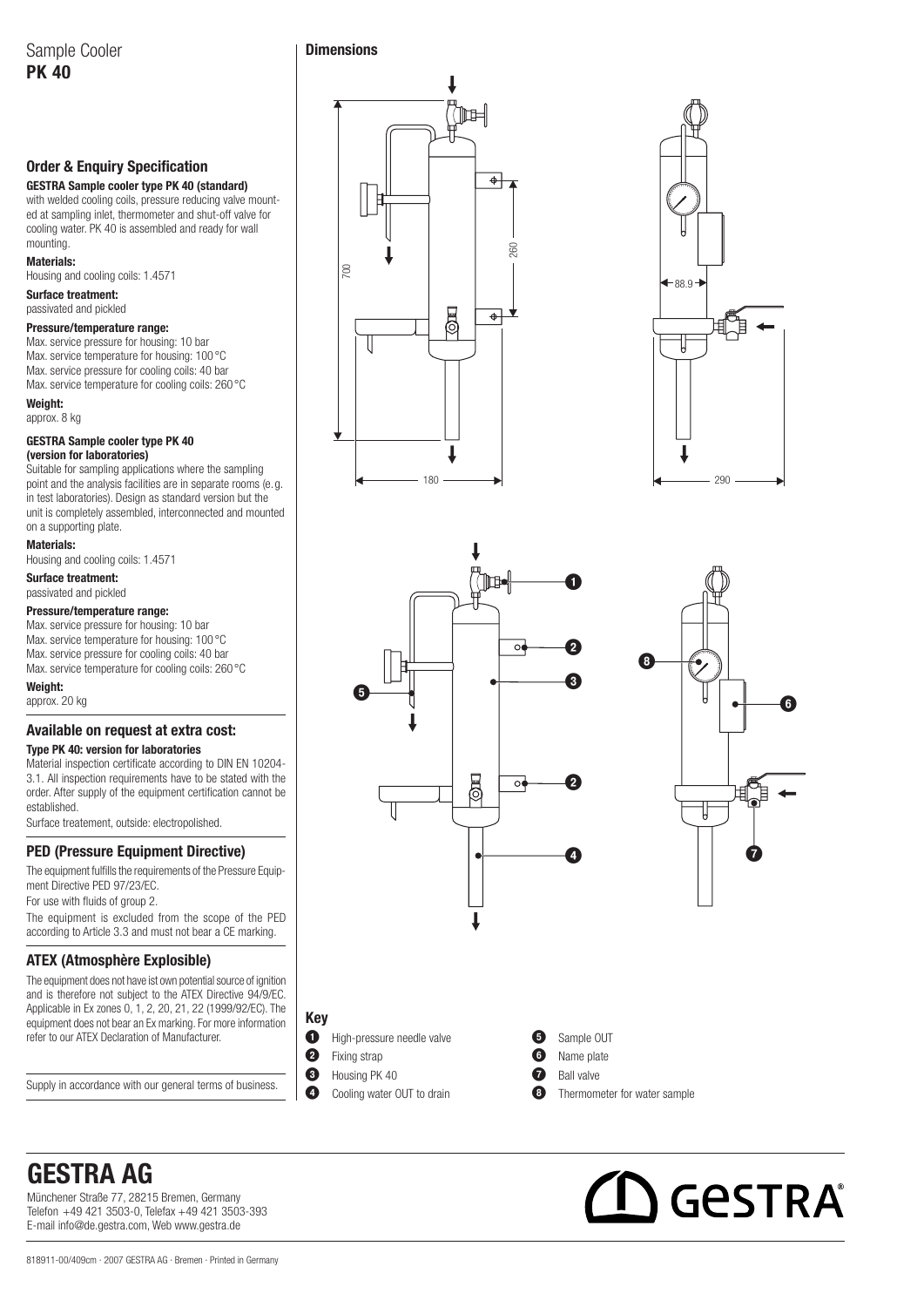# Sample Cooler
# PK 40

## Order & Enquiry Specification

**GESTRA Sample cooler type PK 40 (standard)**
with welded cooling coils, pressure reducing valve mounted at sampling inlet, thermometer and shut-off valve for cooling water. PK 40 is assembled and ready for wall mounting.

**Materials:**
Housing and cooling coils: 1.4571

**Surface treatment:**
passivated and pickled

**Pressure/temperature range:**
Max. service pressure for housing: 10 bar
Max. service temperature for housing: 100 °C
Max. service pressure for cooling coils: 40 bar
Max. service temperature for cooling coils: 260 °C

**Weight:**
approx. 8 kg

**GESTRA Sample cooler type PK 40 (version for laboratories)**
Suitable for sampling applications where the sampling point and the analysis facilities are in separate rooms (e.g. in test laboratories). Design as standard version but the unit is completely assembled, interconnected and mounted on a supporting plate.

**Materials:**
Housing and cooling coils: 1.4571

**Surface treatment:**
passivated and pickled

**Pressure/temperature range:**
Max. service pressure for housing: 10 bar
Max. service temperature for housing: 100 °C
Max. service pressure for cooling coils: 40 bar
Max. service temperature for cooling coils: 260 °C

**Weight:**
approx. 20 kg

## Available on request at extra cost:

**Type PK 40: version for laboratories**
Material inspection certificate according to DIN EN 10204-3.1. All inspection requirements have to be stated with the order. After supply of the equipment certification cannot be established.
Surface treatement, outside: electropolished.

## PED (Pressure Equipment Directive)

The equipment fulfills the requirements of the Pressure Equipment Directive PED 97/23/EC.
For use with fluids of group 2.
The equipment is excluded from the scope of the PED according to Article 3.3 and must not bear a CE marking.

## ATEX (Atmosphère Explosible)

The equipment does not have ist own potential source of ignition and is therefore not subject to the ATEX Directive 94/9/EC. Applicable in Ex zones 0, 1, 2, 20, 21, 22 (1999/92/EC). The equipment does not bear an Ex marking. For more information refer to our ATEX Declaration of Manufacturer.

Supply in accordance with our general terms of business.

## Dimensions

700
260
88.9
180
290

1
2
3
2
4
5
8
6
7

**Key**

1. High-pressure needle valve
2. Fixing strap
3. Housing PK 40
4. Cooling water OUT to drain
5. Sample OUT
6. Name plate
7. Ball valve
8. Thermometer for water sample

# GESTRA AG

Münchener Straße 77, 28215 Bremen, Germany
Telefon +49 421 3503-0, Telefax +49 421 3503-393
E-mail info@de.gestra.com, Web www.gestra.de

GESTRA®

818911-00/409cm · 2007 GESTRA AG · Bremen · Printed in Germany